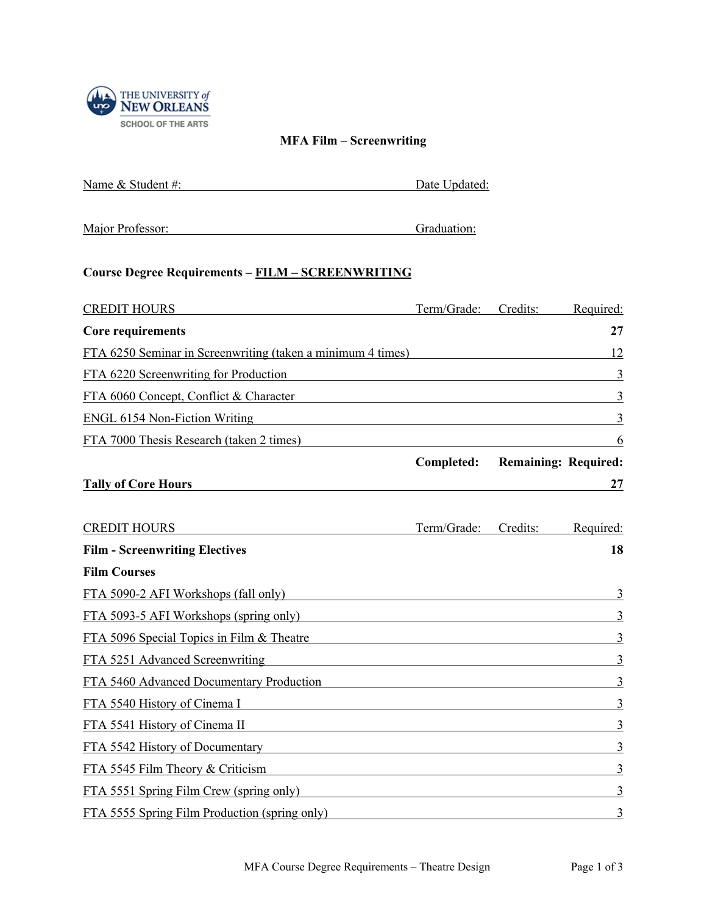THE UNIVERSITY of NEW ORLEANS
SCHOOL OF THE ARTS

# MFA Film – Screenwriting

Name & Student #: Date Updated:

Major Professor: Graduation:

## Course Degree Requirements – FILM – SCREENWRITING

| CREDIT HOURS | Term/Grade: | Credits: | Required: |
|---|---|---|---|
| **Core requirements** | | | **27** |
| FTA 6250 Seminar in Screenwriting (taken a minimum 4 times) | | | 12 |
| FTA 6220 Screenwriting for Production | | | 3 |
| FTA 6060 Concept, Conflict & Character | | | 3 |
| ENGL 6154 Non-Fiction Writing | | | 3 |
| FTA 7000 Thesis Research (taken 2 times) | | | 6 |
| | **Completed:** | **Remaining:** | **Required:** |
| **Tally of Core Hours** | | | **27** |

| CREDIT HOURS | Term/Grade: | Credits: | Required: |
|---|---|---|---|
| **Film - Screenwriting Electives** | | | **18** |
| **Film Courses** | | | |
| FTA 5090-2 AFI Workshops (fall only) | | | 3 |
| FTA 5093-5 AFI Workshops (spring only) | | | 3 |
| FTA 5096 Special Topics in Film & Theatre | | | 3 |
| FTA 5251 Advanced Screenwriting | | | 3 |
| FTA 5460 Advanced Documentary Production | | | 3 |
| FTA 5540 History of Cinema I | | | 3 |
| FTA 5541 History of Cinema II | | | 3 |
| FTA 5542 History of Documentary | | | 3 |
| FTA 5545 Film Theory & Criticism | | | 3 |
| FTA 5551 Spring Film Crew (spring only) | | | 3 |
| FTA 5555 Spring Film Production (spring only) | | | 3 |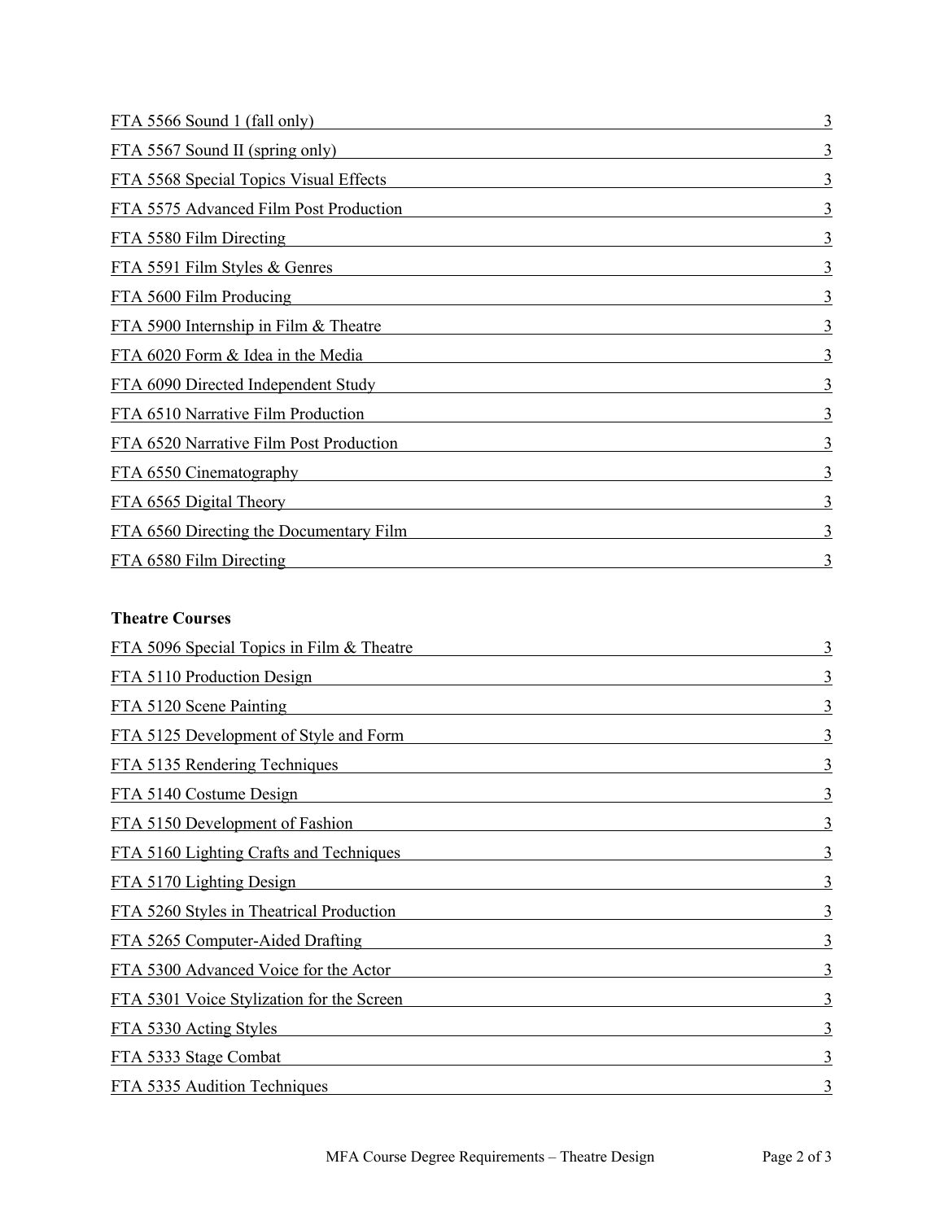| | |
|---|---|
| FTA 5566 Sound 1 (fall only) | 3 |
| FTA 5567 Sound II (spring only) | 3 |
| FTA 5568 Special Topics Visual Effects | 3 |
| FTA 5575 Advanced Film Post Production | 3 |
| FTA 5580 Film Directing | 3 |
| FTA 5591 Film Styles & Genres | 3 |
| FTA 5600 Film Producing | 3 |
| FTA 5900 Internship in Film & Theatre | 3 |
| FTA 6020 Form & Idea in the Media | 3 |
| FTA 6090 Directed Independent Study | 3 |
| FTA 6510 Narrative Film Production | 3 |
| FTA 6520 Narrative Film Post Production | 3 |
| FTA 6550 Cinematography | 3 |
| FTA 6565 Digital Theory | 3 |
| FTA 6560 Directing the Documentary Film | 3 |
| FTA 6580 Film Directing | 3 |

**Theatre Courses**

| | |
|---|---|
| FTA 5096 Special Topics in Film & Theatre | 3 |
| FTA 5110 Production Design | 3 |
| FTA 5120 Scene Painting | 3 |
| FTA 5125 Development of Style and Form | 3 |
| FTA 5135 Rendering Techniques | 3 |
| FTA 5140 Costume Design | 3 |
| FTA 5150 Development of Fashion | 3 |
| FTA 5160 Lighting Crafts and Techniques | 3 |
| FTA 5170 Lighting Design | 3 |
| FTA 5260 Styles in Theatrical Production | 3 |
| FTA 5265 Computer-Aided Drafting | 3 |
| FTA 5300 Advanced Voice for the Actor | 3 |
| FTA 5301 Voice Stylization for the Screen | 3 |
| FTA 5330 Acting Styles | 3 |
| FTA 5333 Stage Combat | 3 |
| FTA 5335 Audition Techniques | 3 |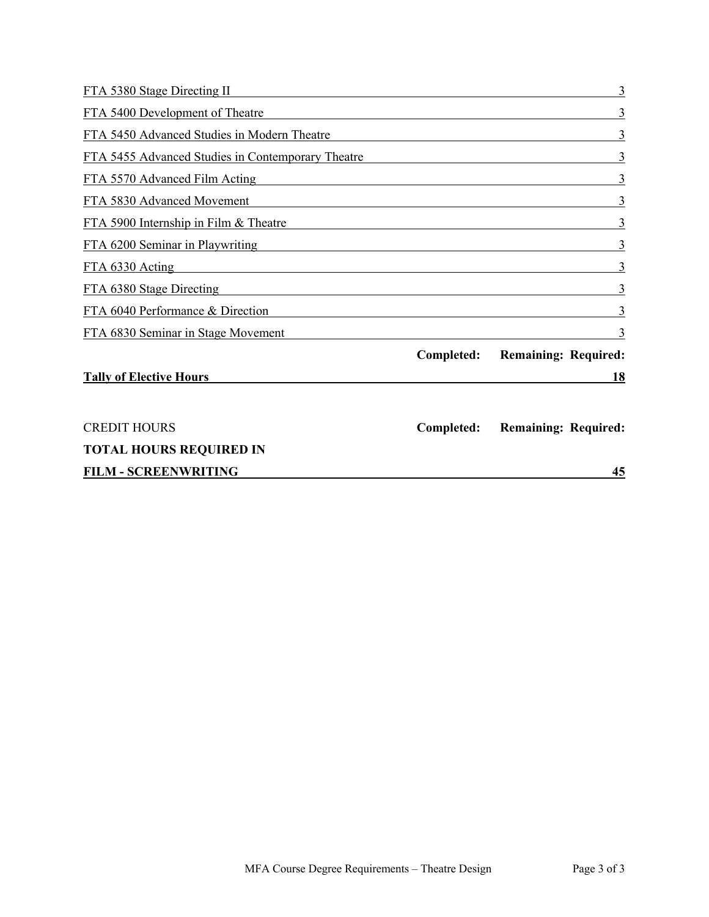| | | | |
|---|---|---|---|
| FTA 5380 Stage Directing II | | | 3 |
| FTA 5400 Development of Theatre | | | 3 |
| FTA 5450 Advanced Studies in Modern Theatre | | | 3 |
| FTA 5455 Advanced Studies in Contemporary Theatre | | | 3 |
| FTA 5570 Advanced Film Acting | | | 3 |
| FTA 5830 Advanced Movement | | | 3 |
| FTA 5900 Internship in Film & Theatre | | | 3 |
| FTA 6200 Seminar in Playwriting | | | 3 |
| FTA 6330 Acting | | | 3 |
| FTA 6380 Stage Directing | | | 3 |
| FTA 6040 Performance & Direction | | | 3 |
| FTA 6830 Seminar in Stage Movement | | | 3 |
| | **Completed:** | **Remaining:** | **Required:** |
| **Tally of Elective Hours** | | | **18** |

| CREDIT HOURS | Completed: | Remaining: | Required: |
|---|---|---|---|
| **TOTAL HOURS REQUIRED IN FILM - SCREENWRITING** | | | **45** |